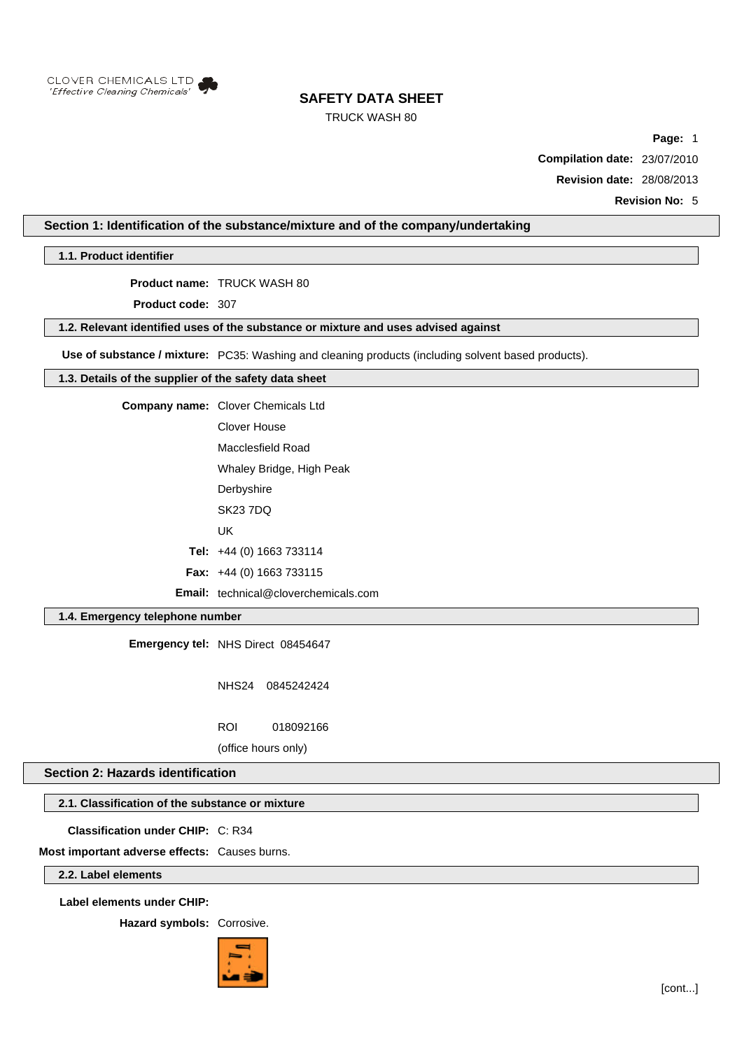CLOVER CHEMICALS LTD
*'Effective Cleaning Chemicals'*

# SAFETY DATA SHEET

TRUCK WASH 80

**Compilation date:** 23/07/2010

**Revision date:** 28/08/2013

**Revision No:** 5

## Section 1: Identification of the substance/mixture and of the company/undertaking

### 1.1. Product identifier

**Product name:** TRUCK WASH 80

**Product code:** 307

### 1.2. Relevant identified uses of the substance or mixture and uses advised against

**Use of substance / mixture:** PC35: Washing and cleaning products (including solvent based products).

### 1.3. Details of the supplier of the safety data sheet

**Company name:** Clover Chemicals Ltd
Clover House
Macclesfield Road
Whaley Bridge, High Peak
Derbyshire
SK23 7DQ
UK

**Tel:** +44 (0) 1663 733114

**Fax:** +44 (0) 1663 733115

**Email:** technical@cloverchemicals.com

### 1.4. Emergency telephone number

**Emergency tel:** NHS Direct 08454647

NHS24 0845242424

ROI 018092166

(office hours only)

## Section 2: Hazards identification

### 2.1. Classification of the substance or mixture

**Classification under CHIP:** C: R34

**Most important adverse effects:** Causes burns.

### 2.2. Label elements

**Label elements under CHIP:**

**Hazard symbols:** Corrosive.

[cont...]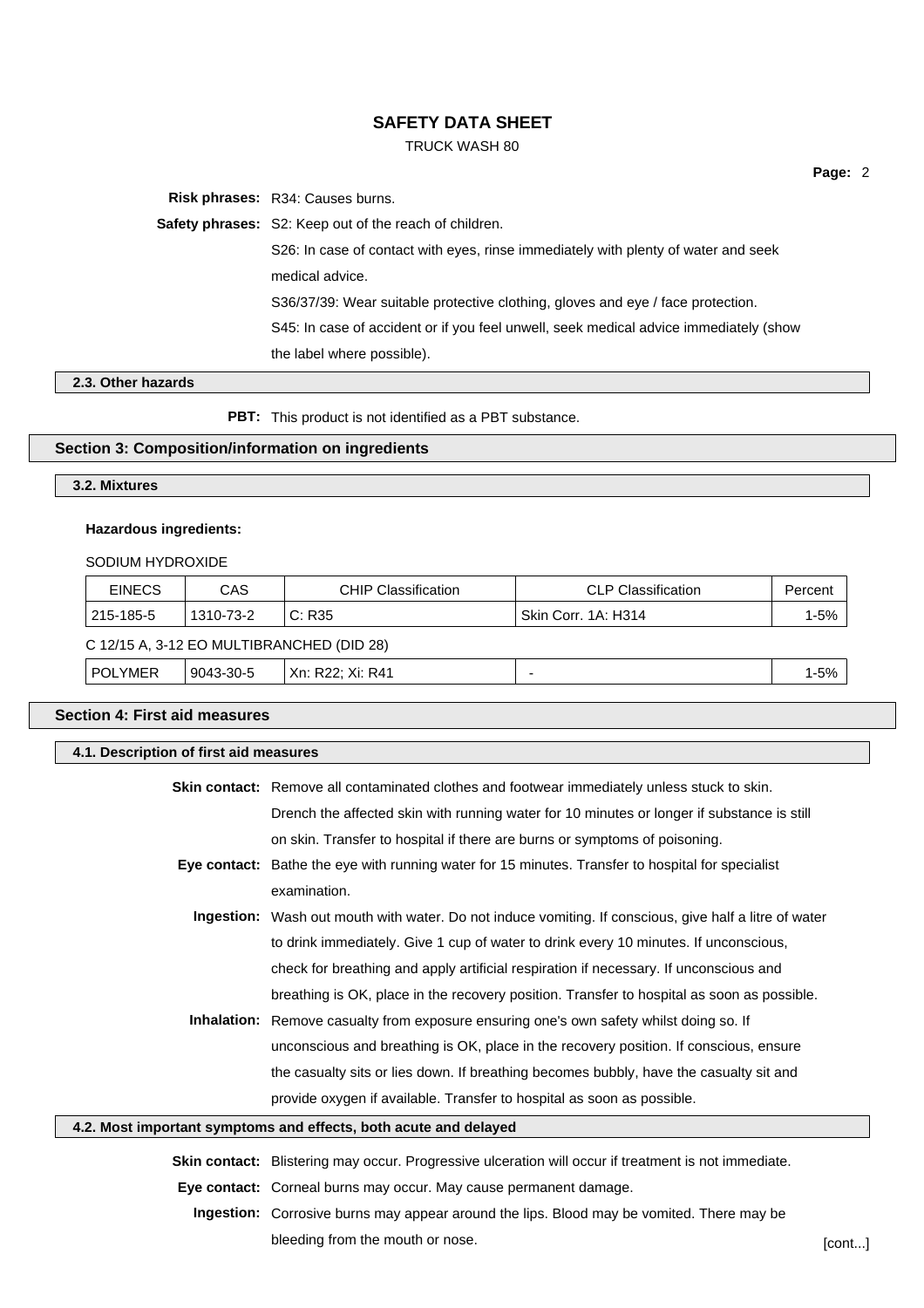**Risk phrases:** R34: Causes burns.

**Safety phrases:** S2: Keep out of the reach of children.

S26: In case of contact with eyes, rinse immediately with plenty of water and seek medical advice.

S36/37/39: Wear suitable protective clothing, gloves and eye / face protection.

S45: In case of accident or if you feel unwell, seek medical advice immediately (show the label where possible).

### 2.3. Other hazards

**PBT:** This product is not identified as a PBT substance.

## Section 3: Composition/information on ingredients

### 3.2. Mixtures

**Hazardous ingredients:**

SODIUM HYDROXIDE

| EINECS | CAS | CHIP Classification | CLP Classification | Percent |
|---|---|---|---|---|
| 215-185-5 | 1310-73-2 | C: R35 | Skin Corr. 1A: H314 | 1-5% |

C 12/15 A, 3-12 EO MULTIBRANCHED (DID 28)

| | | | | |
|---|---|---|---|---|
| POLYMER | 9043-30-5 | Xn: R22; Xi: R41 | - | 1-5% |

## Section 4: First aid measures

### 4.1. Description of first aid measures

**Skin contact:** Remove all contaminated clothes and footwear immediately unless stuck to skin. Drench the affected skin with running water for 10 minutes or longer if substance is still on skin. Transfer to hospital if there are burns or symptoms of poisoning.

**Eye contact:** Bathe the eye with running water for 15 minutes. Transfer to hospital for specialist examination.

**Ingestion:** Wash out mouth with water. Do not induce vomiting. If conscious, give half a litre of water to drink immediately. Give 1 cup of water to drink every 10 minutes. If unconscious, check for breathing and apply artificial respiration if necessary. If unconscious and breathing is OK, place in the recovery position. Transfer to hospital as soon as possible.

**Inhalation:** Remove casualty from exposure ensuring one's own safety whilst doing so. If unconscious and breathing is OK, place in the recovery position. If conscious, ensure the casualty sits or lies down. If breathing becomes bubbly, have the casualty sit and provide oxygen if available. Transfer to hospital as soon as possible.

### 4.2. Most important symptoms and effects, both acute and delayed

**Skin contact:** Blistering may occur. Progressive ulceration will occur if treatment is not immediate.

**Eye contact:** Corneal burns may occur. May cause permanent damage.

**Ingestion:** Corrosive burns may appear around the lips. Blood may be vomited. There may be bleeding from the mouth or nose.

[cont...]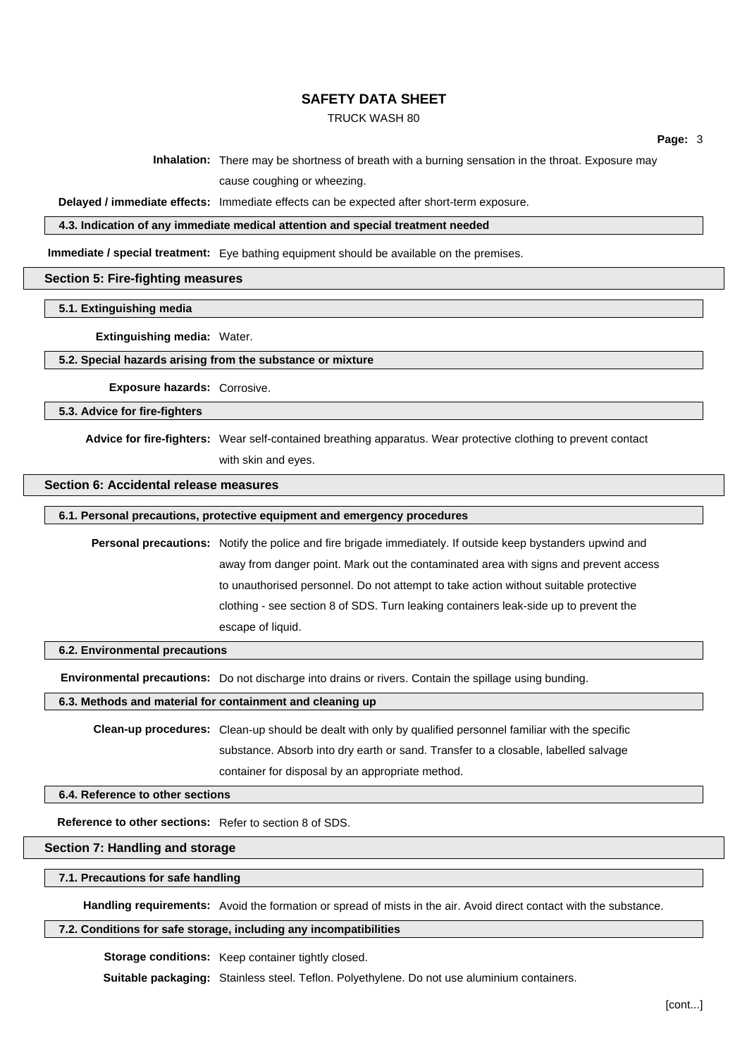**Inhalation:** There may be shortness of breath with a burning sensation in the throat. Exposure may cause coughing or wheezing.

**Delayed / immediate effects:** Immediate effects can be expected after short-term exposure.

### 4.3. Indication of any immediate medical attention and special treatment needed

**Immediate / special treatment:** Eye bathing equipment should be available on the premises.

## Section 5: Fire-fighting measures

### 5.1. Extinguishing media

**Extinguishing media:** Water.

### 5.2. Special hazards arising from the substance or mixture

**Exposure hazards:** Corrosive.

### 5.3. Advice for fire-fighters

**Advice for fire-fighters:** Wear self-contained breathing apparatus. Wear protective clothing to prevent contact with skin and eyes.

## Section 6: Accidental release measures

### 6.1. Personal precautions, protective equipment and emergency procedures

**Personal precautions:** Notify the police and fire brigade immediately. If outside keep bystanders upwind and away from danger point. Mark out the contaminated area with signs and prevent access to unauthorised personnel. Do not attempt to take action without suitable protective clothing - see section 8 of SDS. Turn leaking containers leak-side up to prevent the escape of liquid.

### 6.2. Environmental precautions

**Environmental precautions:** Do not discharge into drains or rivers. Contain the spillage using bunding.

### 6.3. Methods and material for containment and cleaning up

**Clean-up procedures:** Clean-up should be dealt with only by qualified personnel familiar with the specific substance. Absorb into dry earth or sand. Transfer to a closable, labelled salvage container for disposal by an appropriate method.

### 6.4. Reference to other sections

**Reference to other sections:** Refer to section 8 of SDS.

## Section 7: Handling and storage

### 7.1. Precautions for safe handling

**Handling requirements:** Avoid the formation or spread of mists in the air. Avoid direct contact with the substance.

### 7.2. Conditions for safe storage, including any incompatibilities

**Storage conditions:** Keep container tightly closed.

**Suitable packaging:** Stainless steel. Teflon. Polyethylene. Do not use aluminium containers.

[cont...]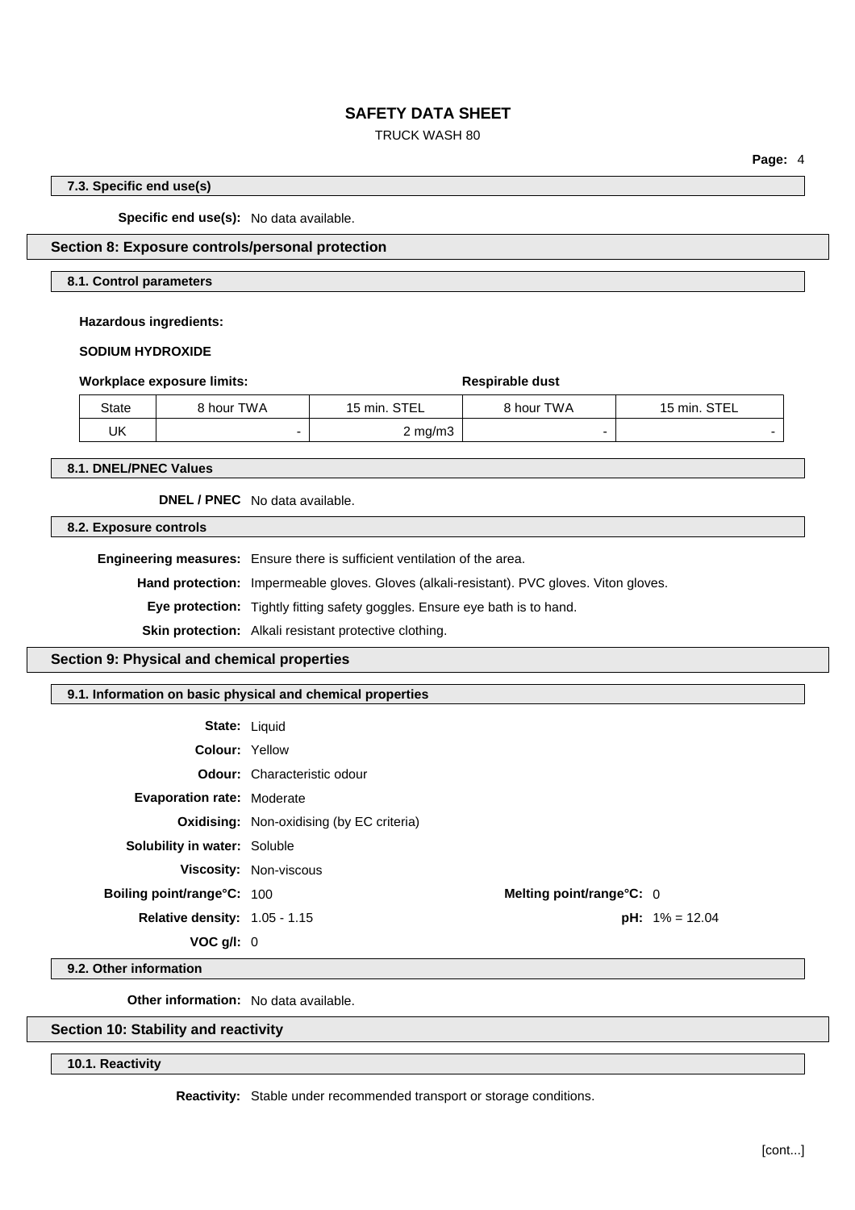### 7.3. Specific end use(s)

**Specific end use(s):** No data available.

## Section 8: Exposure controls/personal protection

### 8.1. Control parameters

**Hazardous ingredients:**

**SODIUM HYDROXIDE**

| Workplace exposure limits: | | | Respirable dust | |
|---|---|---|---|---|
| State | 8 hour TWA | 15 min. STEL | 8 hour TWA | 15 min. STEL |
| UK | - | 2 mg/m3 | - | - |

### 8.1. DNEL/PNEC Values

**DNEL / PNEC** No data available.

### 8.2. Exposure controls

**Engineering measures:** Ensure there is sufficient ventilation of the area.

**Hand protection:** Impermeable gloves. Gloves (alkali-resistant). PVC gloves. Viton gloves.

**Eye protection:** Tightly fitting safety goggles. Ensure eye bath is to hand.

**Skin protection:** Alkali resistant protective clothing.

## Section 9: Physical and chemical properties

### 9.1. Information on basic physical and chemical properties

**State:** Liquid

**Colour:** Yellow

**Odour:** Characteristic odour

**Evaporation rate:** Moderate

**Oxidising:** Non-oxidising (by EC criteria)

**Solubility in water:** Soluble

**Viscosity:** Non-viscous

**Boiling point/range°C:** 100

**Melting point/range°C:** 0

**Relative density:** 1.05 - 1.15

**pH:** 1% = 12.04

**VOC g/l:** 0

### 9.2. Other information

**Other information:** No data available.

## Section 10: Stability and reactivity

### 10.1. Reactivity

**Reactivity:** Stable under recommended transport or storage conditions.

[cont...]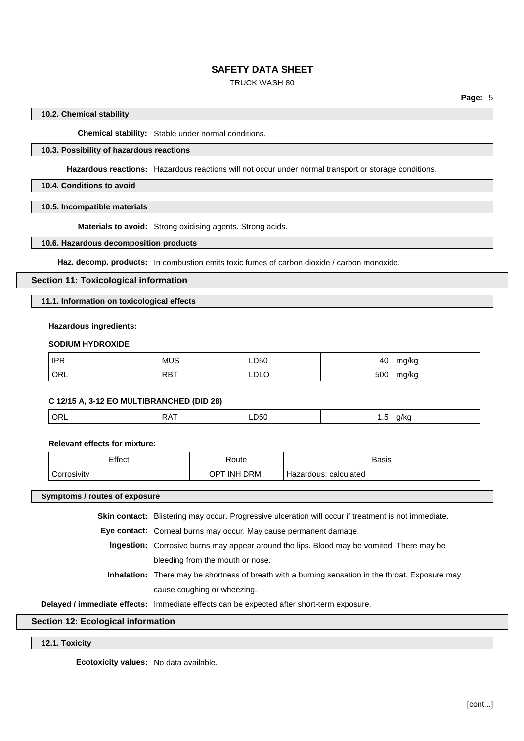#### 10.2. Chemical stability

**Chemical stability:** Stable under normal conditions.

#### 10.3. Possibility of hazardous reactions

**Hazardous reactions:** Hazardous reactions will not occur under normal transport or storage conditions.

#### 10.4. Conditions to avoid

#### 10.5. Incompatible materials

**Materials to avoid:** Strong oxidising agents. Strong acids.

#### 10.6. Hazardous decomposition products

**Haz. decomp. products:** In combustion emits toxic fumes of carbon dioxide / carbon monoxide.

## Section 11: Toxicological information

#### 11.1. Information on toxicological effects

**Hazardous ingredients:**

**SODIUM HYDROXIDE**

| | | | | |
|---|---|---|---|---|
| IPR | MUS | LD50 | 40 | mg/kg |
| ORL | RBT | LDLO | 500 | mg/kg |

**C 12/15 A, 3-12 EO MULTIBRANCHED (DID 28)**

| | | | | |
|---|---|---|---|---|
| ORL | RAT | LD50 | 1.5 | g/kg |

**Relevant effects for mixture:**

| Effect | Route | Basis |
|---|---|---|
| Corrosivity | OPT INH DRM | Hazardous: calculated |

#### Symptoms / routes of exposure

**Skin contact:** Blistering may occur. Progressive ulceration will occur if treatment is not immediate.

**Eye contact:** Corneal burns may occur. May cause permanent damage.

**Ingestion:** Corrosive burns may appear around the lips. Blood may be vomited. There may be bleeding from the mouth or nose.

**Inhalation:** There may be shortness of breath with a burning sensation in the throat. Exposure may cause coughing or wheezing.

**Delayed / immediate effects:** Immediate effects can be expected after short-term exposure.

## Section 12: Ecological information

#### 12.1. Toxicity

**Ecotoxicity values:** No data available.

[cont...]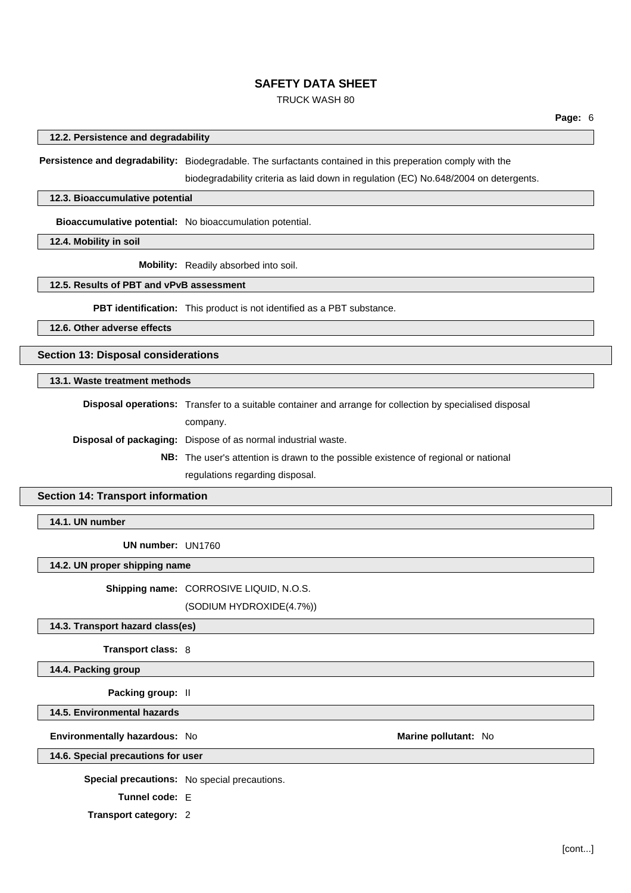### 12.2. Persistence and degradability

**Persistence and degradability:** Biodegradable. The surfactants contained in this preperation comply with the biodegradability criteria as laid down in regulation (EC) No.648/2004 on detergents.

### 12.3. Bioaccumulative potential

**Bioaccumulative potential:** No bioaccumulation potential.

### 12.4. Mobility in soil

**Mobility:** Readily absorbed into soil.

### 12.5. Results of PBT and vPvB assessment

**PBT identification:** This product is not identified as a PBT substance.

### 12.6. Other adverse effects

## Section 13: Disposal considerations

### 13.1. Waste treatment methods

**Disposal operations:** Transfer to a suitable container and arrange for collection by specialised disposal company.

**Disposal of packaging:** Dispose of as normal industrial waste.

**NB:** The user's attention is drawn to the possible existence of regional or national regulations regarding disposal.

## Section 14: Transport information

### 14.1. UN number

**UN number:** UN1760

### 14.2. UN proper shipping name

**Shipping name:** CORROSIVE LIQUID, N.O.S.
(SODIUM HYDROXIDE(4.7%))

### 14.3. Transport hazard class(es)

**Transport class:** 8

### 14.4. Packing group

**Packing group:** II

### 14.5. Environmental hazards

**Environmentally hazardous:** No **Marine pollutant:** No

### 14.6. Special precautions for user

**Special precautions:** No special precautions.

**Tunnel code:** E

**Transport category:** 2

[cont...]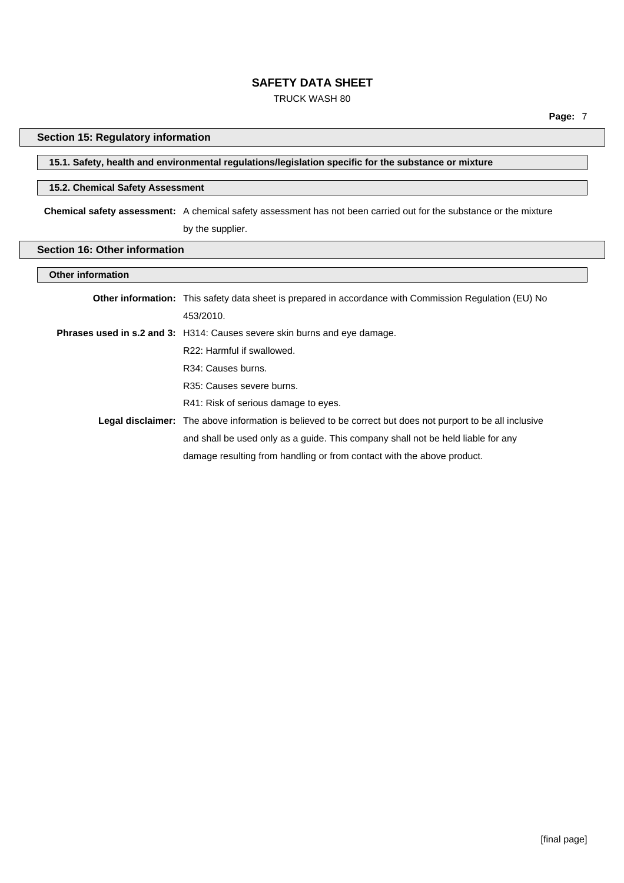## Section 15: Regulatory information

### 15.1. Safety, health and environmental regulations/legislation specific for the substance or mixture

### 15.2. Chemical Safety Assessment

**Chemical safety assessment:** A chemical safety assessment has not been carried out for the substance or the mixture by the supplier.

## Section 16: Other information

### Other information

**Other information:** This safety data sheet is prepared in accordance with Commission Regulation (EU) No 453/2010.

**Phrases used in s.2 and 3:** H314: Causes severe skin burns and eye damage.

R22: Harmful if swallowed.

R34: Causes burns.

R35: Causes severe burns.

R41: Risk of serious damage to eyes.

**Legal disclaimer:** The above information is believed to be correct but does not purport to be all inclusive and shall be used only as a guide. This company shall not be held liable for any damage resulting from handling or from contact with the above product.

[final page]